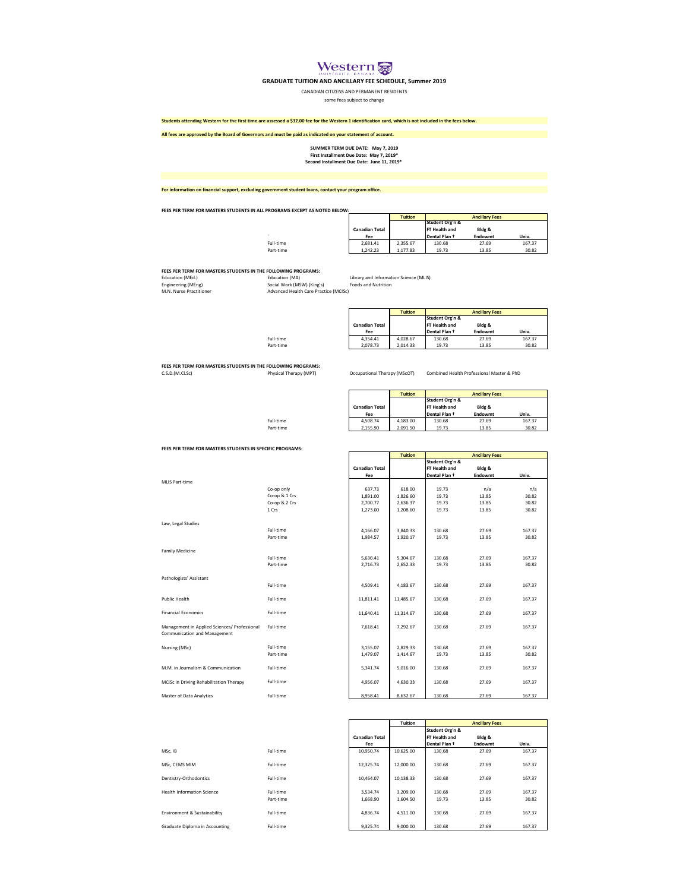# Western University Canada

## GRADUATE TUITION AND ANCILLARY FEE SCHEDULE, Summer 2019

CANADIAN CITIZENS AND PERMANENT RESIDENTS

some fees subject to change

**Students attending Western for the first time are assessed a $32.00 fee for the Western 1 identification card, which is not included in the fees below.**

**All fees are approved by the Board of Governors and must be paid as indicated on your statement of account.**

**SUMMER TERM DUE DATE: May 7, 2019**
**First Installment Due Date: May 7, 2019***
**Second Installment Due Date: June 11, 2019***

**For information on financial support, excluding government student loans, contact your program office.**

**FEES PER TERM FOR MASTERS STUDENTS IN ALL PROGRAMS EXCEPT AS NOTED BELOW:**

| | Canadian Total Fee | Tuition | Ancillary Fees: Student Org'n & FT Health and Dental Plan † | Ancillary Fees: Bldg & Endowmt | Ancillary Fees: Univ. |
|---|---|---|---|---|---|
| Full-time | 2,681.41 | 2,355.67 | 130.68 | 27.69 | 167.37 |
| Part-time | 1,242.23 | 1,177.83 | 19.73 | 13.85 | 30.82 |

**FEES PER TERM FOR MASTERS STUDENTS IN THE FOLLOWING PROGRAMS:**

Education (MEd.), Engineering (MEng), M.N. Nurse Practitioner, Education (MA), Social Work (MSW) (King's), Advanced Health Care Practice (MClSc), Library and Information Science (MLIS), Foods and Nutrition

| | Canadian Total Fee | Tuition | Ancillary Fees: Student Org'n & FT Health and Dental Plan † | Ancillary Fees: Bldg & Endowmt | Ancillary Fees: Univ. |
|---|---|---|---|---|---|
| Full-time | 4,354.41 | 4,028.67 | 130.68 | 27.69 | 167.37 |
| Part-time | 2,078.73 | 2,014.33 | 19.73 | 13.85 | 30.82 |

**FEES PER TERM FOR MASTERS STUDENTS IN THE FOLLOWING PROGRAMS:**

C.S.D.(M.Cl.Sc), Physical Therapy (MPT), Occupational Therapy (MScOT), Combined Health Professional Master & PhD

| | Canadian Total Fee | Tuition | Ancillary Fees: Student Org'n & FT Health and Dental Plan † | Ancillary Fees: Bldg & Endowmt | Ancillary Fees: Univ. |
|---|---|---|---|---|---|
| Full-time | 4,508.74 | 4,183.00 | 130.68 | 27.69 | 167.37 |
| Part-time | 2,155.90 | 2,091.50 | 19.73 | 13.85 | 30.82 |

**FEES PER TERM FOR MASTERS STUDENTS IN SPECIFIC PROGRAMS:**

| Program | | Canadian Total Fee | Tuition | Ancillary Fees: Student Org'n & FT Health and Dental Plan † | Ancillary Fees: Bldg & Endowmt | Ancillary Fees: Univ. |
|---|---|---|---|---|---|---|
| MLIS Part-time | Co-op only | 637.73 | 618.00 | 19.73 | n/a | n/a |
| | Co-op & 1 Crs | 1,891.00 | 1,826.60 | 19.73 | 13.85 | 30.82 |
| | Co-op & 2 Crs | 2,700.77 | 2,636.37 | 19.73 | 13.85 | 30.82 |
| | 1 Crs | 1,273.00 | 1,208.60 | 19.73 | 13.85 | 30.82 |
| Law, Legal Studies | Full-time | 4,166.07 | 3,840.33 | 130.68 | 27.69 | 167.37 |
| | Part-time | 1,984.57 | 1,920.17 | 19.73 | 13.85 | 30.82 |
| Family Medicine | Full-time | 5,630.41 | 5,304.67 | 130.68 | 27.69 | 167.37 |
| | Part-time | 2,716.73 | 2,652.33 | 19.73 | 13.85 | 30.82 |
| Pathologists' Assistant | Full-time | 4,509.41 | 4,183.67 | 130.68 | 27.69 | 167.37 |
| Public Health | Full-time | 11,811.41 | 11,485.67 | 130.68 | 27.69 | 167.37 |
| Financial Economics | Full-time | 11,640.41 | 11,314.67 | 130.68 | 27.69 | 167.37 |
| Management in Applied Sciences/ Professional Communication and Management | Full-time | 7,618.41 | 7,292.67 | 130.68 | 27.69 | 167.37 |
| Nursing (MSc) | Full-time | 3,155.07 | 2,829.33 | 130.68 | 27.69 | 167.37 |
| | Part-time | 1,479.07 | 1,414.67 | 19.73 | 13.85 | 30.82 |
| M.M. in Journalism & Communication | Full-time | 5,341.74 | 5,016.00 | 130.68 | 27.69 | 167.37 |
| MClSc in Driving Rehabilitation Therapy | Full-time | 4,956.07 | 4,630.33 | 130.68 | 27.69 | 167.37 |
| Master of Data Analytics | Full-time | 8,958.41 | 8,632.67 | 130.68 | 27.69 | 167.37 |

| Program | | Canadian Total Fee | Tuition | Ancillary Fees: Student Org'n & FT Health and Dental Plan † | Ancillary Fees: Bldg & Endowmt | Ancillary Fees: Univ. |
|---|---|---|---|---|---|---|
| MSc, IB | Full-time | 10,950.74 | 10,625.00 | 130.68 | 27.69 | 167.37 |
| MSc, CEMS MIM | Full-time | 12,325.74 | 12,000.00 | 130.68 | 27.69 | 167.37 |
| Dentistry-Orthodontics | Full-time | 10,464.07 | 10,138.33 | 130.68 | 27.69 | 167.37 |
| Health Information Science | Full-time | 3,534.74 | 3,209.00 | 130.68 | 27.69 | 167.37 |
| | Part-time | 1,668.90 | 1,604.50 | 19.73 | 13.85 | 30.82 |
| Environment & Sustainability | Full-time | 4,836.74 | 4,511.00 | 130.68 | 27.69 | 167.37 |
| Graduate Diploma in Accounting | Full-time | 9,325.74 | 9,000.00 | 130.68 | 27.69 | 167.37 |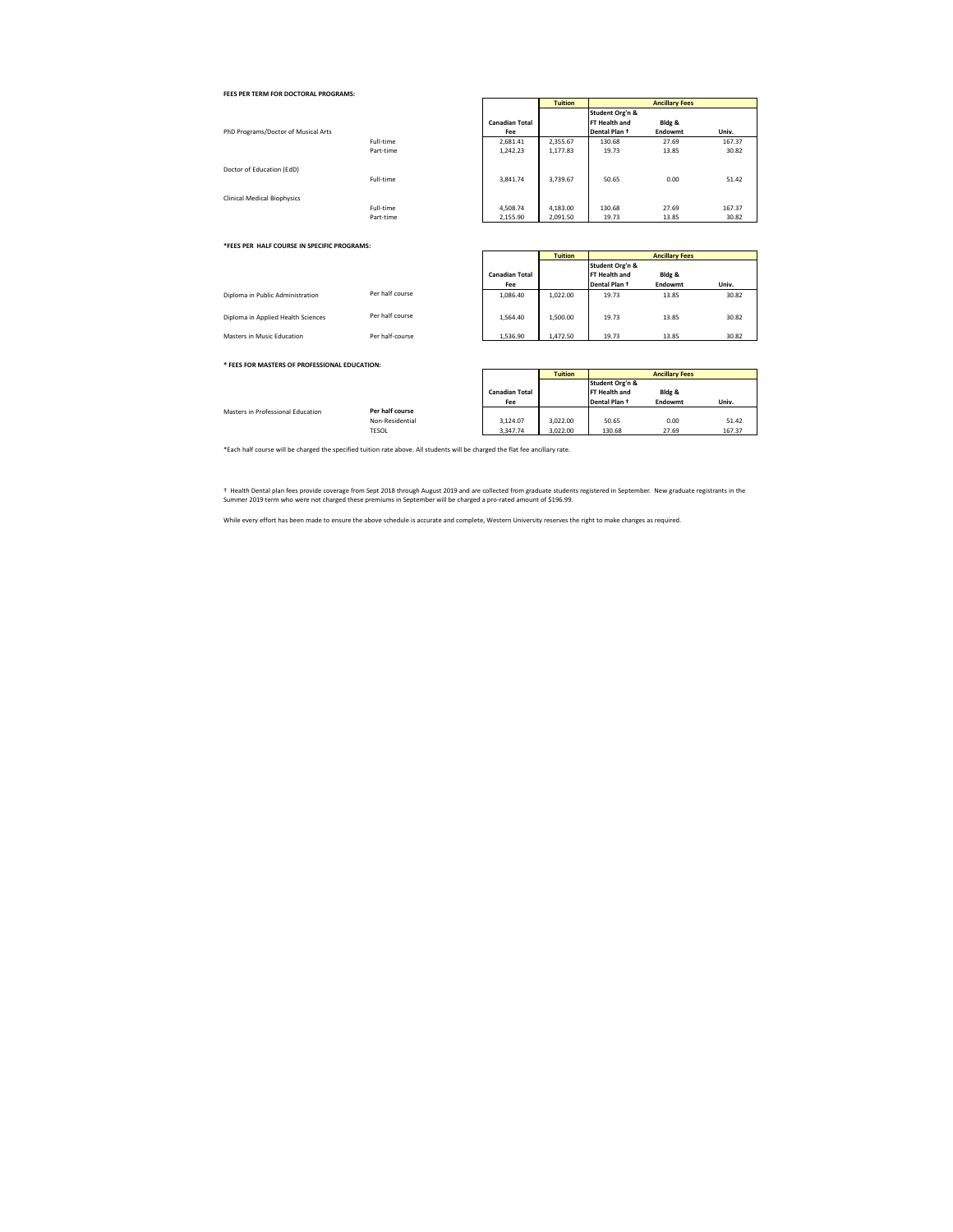**FEES PER TERM FOR DOCTORAL PROGRAMS:**

| | | Canadian Total Fee | Tuition | Ancillary Fees | | |
|---|---|---|---|---|---|---|
| | | | | Student Org'n & FT Health and Dental Plan † | Bldg & Endowmt | Univ. |
| PhD Programs/Doctor of Musical Arts | Full-time | 2,681.41 | 2,355.67 | 130.68 | 27.69 | 167.37 |
| | Part-time | 1,242.23 | 1,177.83 | 19.73 | 13.85 | 30.82 |
| Doctor of Education (EdD) | Full-time | 3,841.74 | 3,739.67 | 50.65 | 0.00 | 51.42 |
| Clinical Medical Biophysics | Full-time | 4,508.74 | 4,183.00 | 130.68 | 27.69 | 167.37 |
| | Part-time | 2,155.90 | 2,091.50 | 19.73 | 13.85 | 30.82 |

***FEES PER HALF COURSE IN SPECIFIC PROGRAMS:**

| | | Canadian Total Fee | Tuition | Ancillary Fees | | |
|---|---|---|---|---|---|---|
| | | | | Student Org'n & FT Health and Dental Plan † | Bldg & Endowmt | Univ. |
| Diploma in Public Administration | Per half course | 1,086.40 | 1,022.00 | 19.73 | 13.85 | 30.82 |
| Diploma in Applied Health Sciences | Per half course | 1,564.40 | 1,500.00 | 19.73 | 13.85 | 30.82 |
| Masters in Music Education | Per half-course | 1,536.90 | 1,472.50 | 19.73 | 13.85 | 30.82 |

**\* FEES FOR MASTERS OF PROFESSIONAL EDUCATION:**

| | | Canadian Total Fee | Tuition | Ancillary Fees | | |
|---|---|---|---|---|---|---|
| | | | | Student Org'n & FT Health and Dental Plan † | Bldg & Endowmt | Univ. |
| Masters in Professional Education | **Per half course** | | | | | |
| | Non-Residential | 3,124.07 | 3,022.00 | 50.65 | 0.00 | 51.42 |
| | TESOL | 3,347.74 | 3,022.00 | 130.68 | 27.69 | 167.37 |

*Each half course will be charged the specified tuition rate above. All students will be charged the flat fee ancillary rate.

† Health Dental plan fees provide coverage from Sept 2018 through August 2019 and are collected from graduate students registered in September. New graduate registrants in the Summer 2019 term who were not charged these premiums in September will be charged a pro-rated amount of $196.99.

While every effort has been made to ensure the above schedule is accurate and complete, Western University reserves the right to make changes as required.